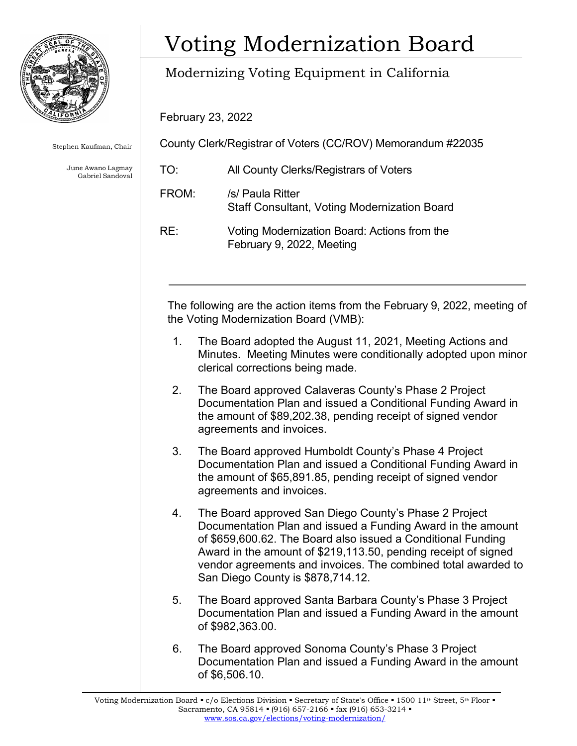# Voting Modernization Board

## Modernizing Voting Equipment in California

Stephen Kaufman, Chair

June Awano Lagmay
Gabriel Sandoval

February 23, 2022

County Clerk/Registrar of Voters (CC/ROV) Memorandum #22035

TO: All County Clerks/Registrars of Voters

FROM: /s/ Paula Ritter
Staff Consultant, Voting Modernization Board

RE: Voting Modernization Board: Actions from the February 9, 2022, Meeting

---

The following are the action items from the February 9, 2022, meeting of the Voting Modernization Board (VMB):

1. The Board adopted the August 11, 2021, Meeting Actions and Minutes. Meeting Minutes were conditionally adopted upon minor clerical corrections being made.

2. The Board approved Calaveras County's Phase 2 Project Documentation Plan and issued a Conditional Funding Award in the amount of $89,202.38, pending receipt of signed vendor agreements and invoices.

3. The Board approved Humboldt County's Phase 4 Project Documentation Plan and issued a Conditional Funding Award in the amount of $65,891.85, pending receipt of signed vendor agreements and invoices.

4. The Board approved San Diego County's Phase 2 Project Documentation Plan and issued a Funding Award in the amount of $659,600.62. The Board also issued a Conditional Funding Award in the amount of $219,113.50, pending receipt of signed vendor agreements and invoices. The combined total awarded to San Diego County is $878,714.12.

5. The Board approved Santa Barbara County's Phase 3 Project Documentation Plan and issued a Funding Award in the amount of $982,363.00.

6. The Board approved Sonoma County's Phase 3 Project Documentation Plan and issued a Funding Award in the amount of $6,506.10.

Voting Modernization Board ▪ c/o Elections Division ▪ Secretary of State's Office ▪ 1500 11th Street, 5th Floor ▪ Sacramento, CA 95814 ▪ (916) 657-2166 ▪ fax (916) 653-3214 ▪ www.sos.ca.gov/elections/voting-modernization/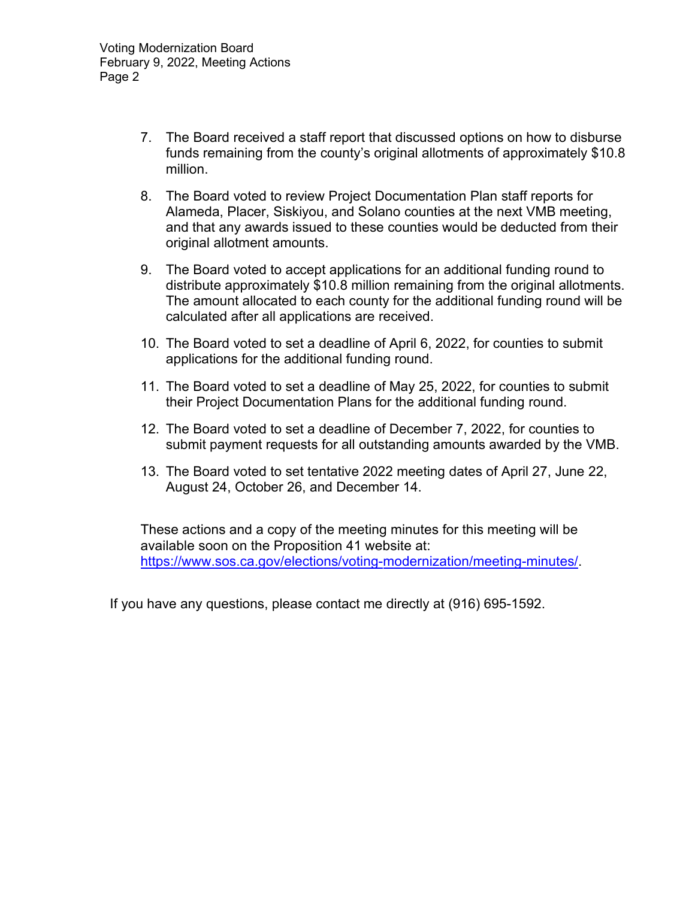7. The Board received a staff report that discussed options on how to disburse funds remaining from the county's original allotments of approximately $10.8 million.

8. The Board voted to review Project Documentation Plan staff reports for Alameda, Placer, Siskiyou, and Solano counties at the next VMB meeting, and that any awards issued to these counties would be deducted from their original allotment amounts.

9. The Board voted to accept applications for an additional funding round to distribute approximately $10.8 million remaining from the original allotments. The amount allocated to each county for the additional funding round will be calculated after all applications are received.

10. The Board voted to set a deadline of April 6, 2022, for counties to submit applications for the additional funding round.

11. The Board voted to set a deadline of May 25, 2022, for counties to submit their Project Documentation Plans for the additional funding round.

12. The Board voted to set a deadline of December 7, 2022, for counties to submit payment requests for all outstanding amounts awarded by the VMB.

13. The Board voted to set tentative 2022 meeting dates of April 27, June 22, August 24, October 26, and December 14.

These actions and a copy of the meeting minutes for this meeting will be available soon on the Proposition 41 website at: [https://www.sos.ca.gov/elections/voting-modernization/meeting-minutes/](https://www.sos.ca.gov/elections/voting-modernization/meeting-minutes/).

If you have any questions, please contact me directly at (916) 695-1592.